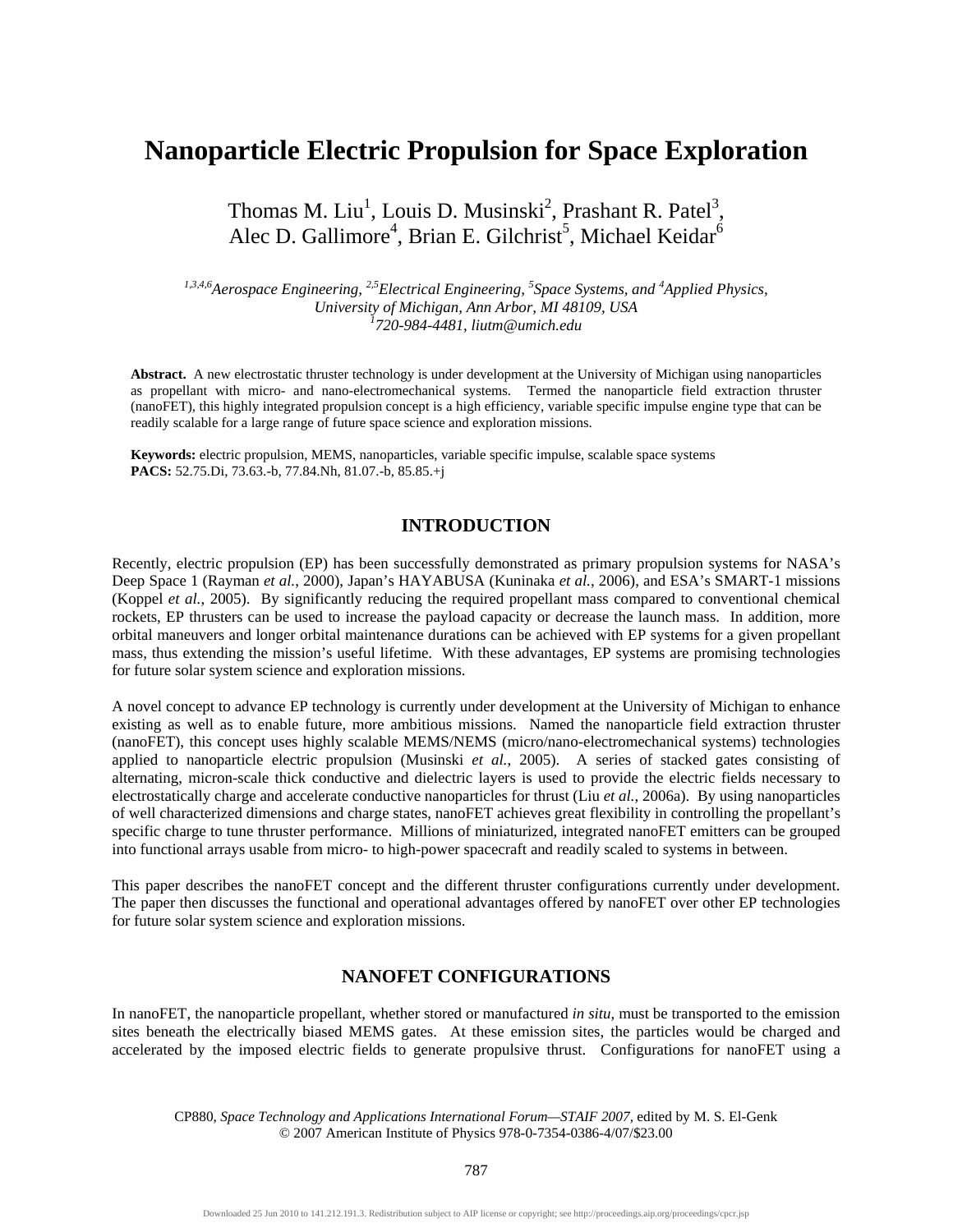# Nanoparticle Electric Propulsion for Space Exploration

Thomas M. Liu[1], Louis D. Musinski[2], Prashant R. Patel[3], Alec D. Gallimore[4], Brian E. Gilchrist[5], Michael Keidar[6]

*[1,3,4,6]Aerospace Engineering, [2,5]Electrical Engineering, [5]Space Systems, and [4]Applied Physics, University of Michigan, Ann Arbor, MI 48109, USA*
*[1]720-984-4481, liutm@umich.edu*

**Abstract.** A new electrostatic thruster technology is under development at the University of Michigan using nanoparticles as propellant with micro- and nano-electromechanical systems. Termed the nanoparticle field extraction thruster (nanoFET), this highly integrated propulsion concept is a high efficiency, variable specific impulse engine type that can be readily scalable for a large range of future space science and exploration missions.

**Keywords:** electric propulsion, MEMS, nanoparticles, variable specific impulse, scalable space systems
**PACS:** 52.75.Di, 73.63.-b, 77.84.Nh, 81.07.-b, 85.85.+j

## INTRODUCTION

Recently, electric propulsion (EP) has been successfully demonstrated as primary propulsion systems for NASA's Deep Space 1 (Rayman *et al.*, 2000), Japan's HAYABUSA (Kuninaka *et al.*, 2006), and ESA's SMART-1 missions (Koppel *et al.*, 2005). By significantly reducing the required propellant mass compared to conventional chemical rockets, EP thrusters can be used to increase the payload capacity or decrease the launch mass. In addition, more orbital maneuvers and longer orbital maintenance durations can be achieved with EP systems for a given propellant mass, thus extending the mission's useful lifetime. With these advantages, EP systems are promising technologies for future solar system science and exploration missions.

A novel concept to advance EP technology is currently under development at the University of Michigan to enhance existing as well as to enable future, more ambitious missions. Named the nanoparticle field extraction thruster (nanoFET), this concept uses highly scalable MEMS/NEMS (micro/nano-electromechanical systems) technologies applied to nanoparticle electric propulsion (Musinski *et al.*, 2005). A series of stacked gates consisting of alternating, micron-scale thick conductive and dielectric layers is used to provide the electric fields necessary to electrostatically charge and accelerate conductive nanoparticles for thrust (Liu *et al.*, 2006a). By using nanoparticles of well characterized dimensions and charge states, nanoFET achieves great flexibility in controlling the propellant's specific charge to tune thruster performance. Millions of miniaturized, integrated nanoFET emitters can be grouped into functional arrays usable from micro- to high-power spacecraft and readily scaled to systems in between.

This paper describes the nanoFET concept and the different thruster configurations currently under development. The paper then discusses the functional and operational advantages offered by nanoFET over other EP technologies for future solar system science and exploration missions.

## NANOFET CONFIGURATIONS

In nanoFET, the nanoparticle propellant, whether stored or manufactured *in situ*, must be transported to the emission sites beneath the electrically biased MEMS gates. At these emission sites, the particles would be charged and accelerated by the imposed electric fields to generate propulsive thrust. Configurations for nanoFET using a

CP880, *Space Technology and Applications International Forum—STAIF 2007,* edited by M. S. El-Genk
© 2007 American Institute of Physics 978-0-7354-0386-4/07/$23.00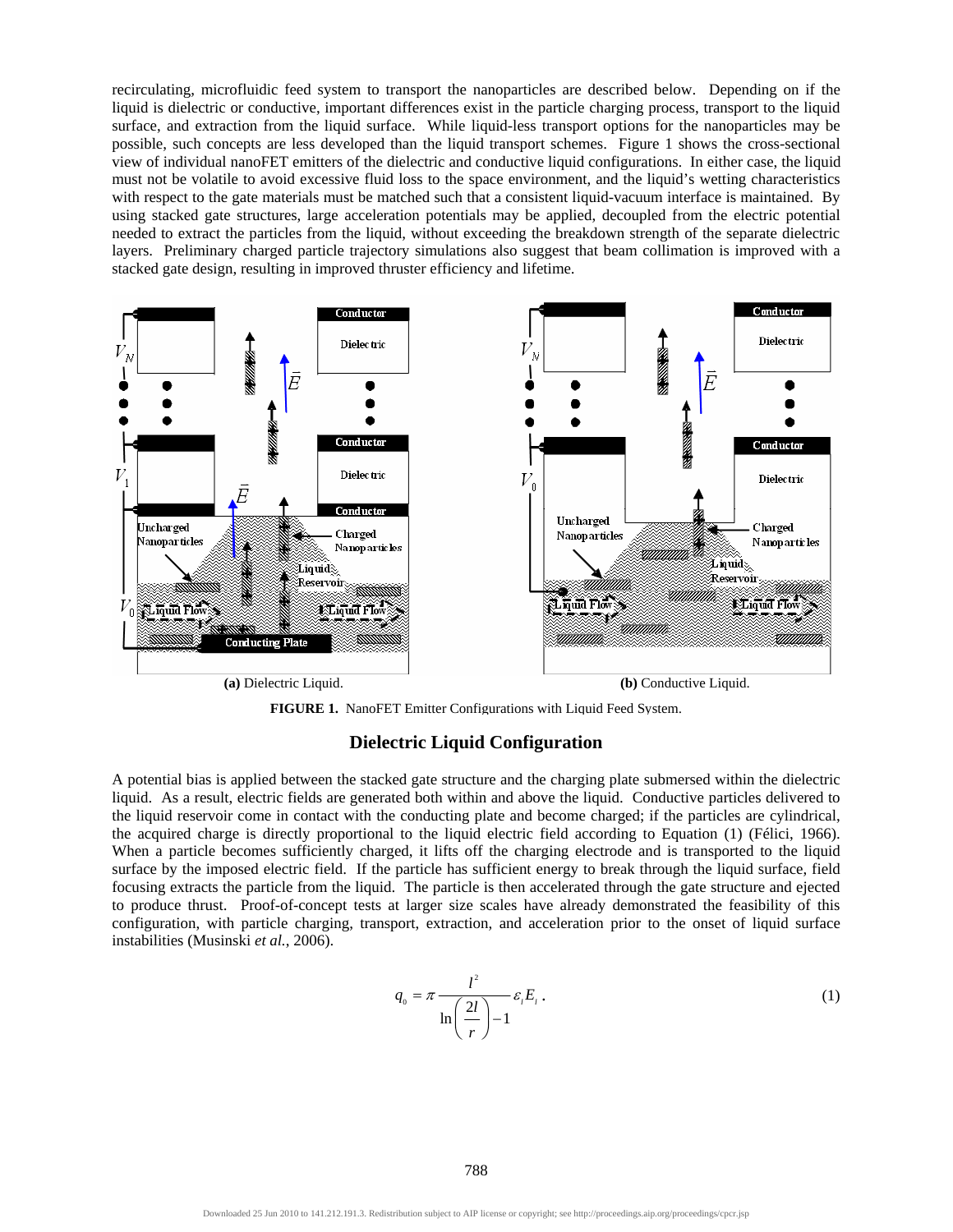recirculating, microfluidic feed system to transport the nanoparticles are described below. Depending on if the liquid is dielectric or conductive, important differences exist in the particle charging process, transport to the liquid surface, and extraction from the liquid surface. While liquid-less transport options for the nanoparticles may be possible, such concepts are less developed than the liquid transport schemes. Figure 1 shows the cross-sectional view of individual nanoFET emitters of the dielectric and conductive liquid configurations. In either case, the liquid must not be volatile to avoid excessive fluid loss to the space environment, and the liquid's wetting characteristics with respect to the gate materials must be matched such that a consistent liquid-vacuum interface is maintained. By using stacked gate structures, large acceleration potentials may be applied, decoupled from the electric potential needed to extract the particles from the liquid, without exceeding the breakdown strength of the separate dielectric layers. Preliminary charged particle trajectory simulations also suggest that beam collimation is improved with a stacked gate design, resulting in improved thruster efficiency and lifetime.

**(a)** Dielectric Liquid. **(b)** Conductive Liquid.

**FIGURE 1.** NanoFET Emitter Configurations with Liquid Feed System.

## Dielectric Liquid Configuration

A potential bias is applied between the stacked gate structure and the charging plate submersed within the dielectric liquid. As a result, electric fields are generated both within and above the liquid. Conductive particles delivered to the liquid reservoir come in contact with the conducting plate and become charged; if the particles are cylindrical, the acquired charge is directly proportional to the liquid electric field according to Equation (1) (Félici, 1966). When a particle becomes sufficiently charged, it lifts off the charging electrode and is transported to the liquid surface by the imposed electric field. If the particle has sufficient energy to break through the liquid surface, field focusing extracts the particle from the liquid. The particle is then accelerated through the gate structure and ejected to produce thrust. Proof-of-concept tests at larger size scales have already demonstrated the feasibility of this configuration, with particle charging, transport, extraction, and acceleration prior to the onset of liquid surface instabilities (Musinski *et al.*, 2006).

$$q_0 = \pi \frac{l^2}{\ln\left(\frac{2l}{r}\right) - 1} \varepsilon_l E_l \, . \tag{1}$$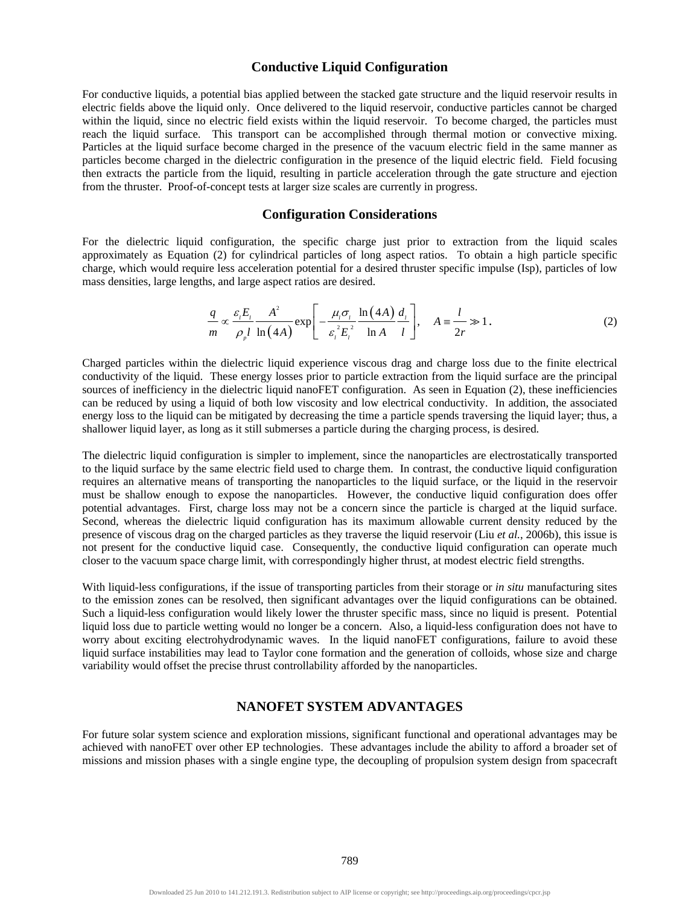## Conductive Liquid Configuration

For conductive liquids, a potential bias applied between the stacked gate structure and the liquid reservoir results in electric fields above the liquid only. Once delivered to the liquid reservoir, conductive particles cannot be charged within the liquid, since no electric field exists within the liquid reservoir. To become charged, the particles must reach the liquid surface. This transport can be accomplished through thermal motion or convective mixing. Particles at the liquid surface become charged in the presence of the vacuum electric field in the same manner as particles become charged in the dielectric configuration in the presence of the liquid electric field. Field focusing then extracts the particle from the liquid, resulting in particle acceleration through the gate structure and ejection from the thruster. Proof-of-concept tests at larger size scales are currently in progress.

## Configuration Considerations

For the dielectric liquid configuration, the specific charge just prior to extraction from the liquid scales approximately as Equation (2) for cylindrical particles of long aspect ratios. To obtain a high particle specific charge, which would require less acceleration potential for a desired thruster specific impulse (Isp), particles of low mass densities, large lengths, and large aspect ratios are desired.

$$\frac{q}{m} \propto \frac{\varepsilon_l E_l}{\rho_p l} \frac{A^2}{\ln(4A)} \exp\left[ -\frac{\mu_l \sigma_l}{\varepsilon_l^2 E_l^2} \frac{\ln(4A)}{\ln A} \frac{d_l}{l} \right], \quad A \equiv \frac{l}{2r} \gg 1 . \tag{2}$$

Charged particles within the dielectric liquid experience viscous drag and charge loss due to the finite electrical conductivity of the liquid. These energy losses prior to particle extraction from the liquid surface are the principal sources of inefficiency in the dielectric liquid nanoFET configuration. As seen in Equation (2), these inefficiencies can be reduced by using a liquid of both low viscosity and low electrical conductivity. In addition, the associated energy loss to the liquid can be mitigated by decreasing the time a particle spends traversing the liquid layer; thus, a shallower liquid layer, as long as it still submerses a particle during the charging process, is desired.

The dielectric liquid configuration is simpler to implement, since the nanoparticles are electrostatically transported to the liquid surface by the same electric field used to charge them. In contrast, the conductive liquid configuration requires an alternative means of transporting the nanoparticles to the liquid surface, or the liquid in the reservoir must be shallow enough to expose the nanoparticles. However, the conductive liquid configuration does offer potential advantages. First, charge loss may not be a concern since the particle is charged at the liquid surface. Second, whereas the dielectric liquid configuration has its maximum allowable current density reduced by the presence of viscous drag on the charged particles as they traverse the liquid reservoir (Liu *et al.*, 2006b), this issue is not present for the conductive liquid case. Consequently, the conductive liquid configuration can operate much closer to the vacuum space charge limit, with correspondingly higher thrust, at modest electric field strengths.

With liquid-less configurations, if the issue of transporting particles from their storage or *in situ* manufacturing sites to the emission zones can be resolved, then significant advantages over the liquid configurations can be obtained. Such a liquid-less configuration would likely lower the thruster specific mass, since no liquid is present. Potential liquid loss due to particle wetting would no longer be a concern. Also, a liquid-less configuration does not have to worry about exciting electrohydrodynamic waves. In the liquid nanoFET configurations, failure to avoid these liquid surface instabilities may lead to Taylor cone formation and the generation of colloids, whose size and charge variability would offset the precise thrust controllability afforded by the nanoparticles.

# NANOFET SYSTEM ADVANTAGES

For future solar system science and exploration missions, significant functional and operational advantages may be achieved with nanoFET over other EP technologies. These advantages include the ability to afford a broader set of missions and mission phases with a single engine type, the decoupling of propulsion system design from spacecraft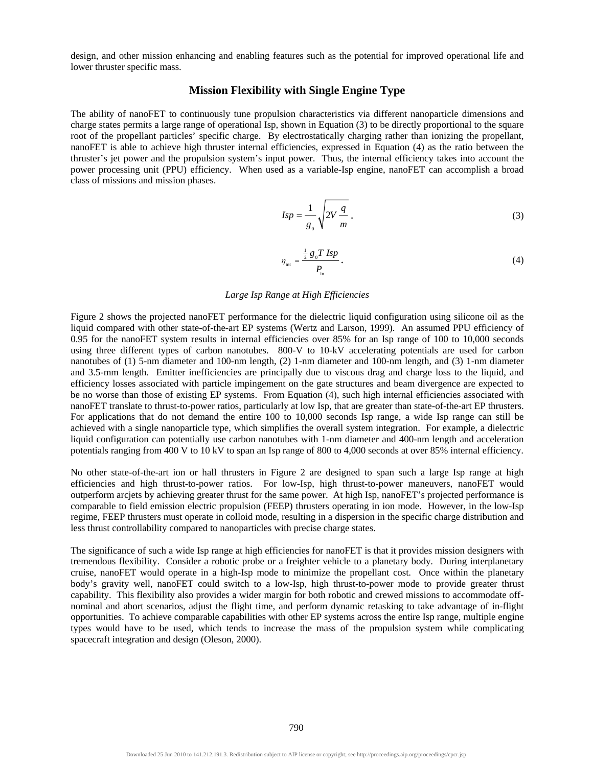design, and other mission enhancing and enabling features such as the potential for improved operational life and lower thruster specific mass.

## Mission Flexibility with Single Engine Type

The ability of nanoFET to continuously tune propulsion characteristics via different nanoparticle dimensions and charge states permits a large range of operational Isp, shown in Equation (3) to be directly proportional to the square root of the propellant particles' specific charge. By electrostatically charging rather than ionizing the propellant, nanoFET is able to achieve high thruster internal efficiencies, expressed in Equation (4) as the ratio between the thruster's jet power and the propulsion system's input power. Thus, the internal efficiency takes into account the power processing unit (PPU) efficiency. When used as a variable-Isp engine, nanoFET can accomplish a broad class of missions and mission phases.

$$Isp = \frac{1}{g_0}\sqrt{2V\frac{q}{m}}\ . \tag{3}$$

$$\eta_{\mathrm{int}} = \frac{\frac{1}{2}g_0 T\ Isp}{P_{\mathrm{in}}}\ . \tag{4}$$

*Large Isp Range at High Efficiencies*

Figure 2 shows the projected nanoFET performance for the dielectric liquid configuration using silicone oil as the liquid compared with other state-of-the-art EP systems (Wertz and Larson, 1999). An assumed PPU efficiency of 0.95 for the nanoFET system results in internal efficiencies over 85% for an Isp range of 100 to 10,000 seconds using three different types of carbon nanotubes. 800-V to 10-kV accelerating potentials are used for carbon nanotubes of (1) 5-nm diameter and 100-nm length, (2) 1-nm diameter and 100-nm length, and (3) 1-nm diameter and 3.5-mm length. Emitter inefficiencies are principally due to viscous drag and charge loss to the liquid, and efficiency losses associated with particle impingement on the gate structures and beam divergence are expected to be no worse than those of existing EP systems. From Equation (4), such high internal efficiencies associated with nanoFET translate to thrust-to-power ratios, particularly at low Isp, that are greater than state-of-the-art EP thrusters. For applications that do not demand the entire 100 to 10,000 seconds Isp range, a wide Isp range can still be achieved with a single nanoparticle type, which simplifies the overall system integration. For example, a dielectric liquid configuration can potentially use carbon nanotubes with 1-nm diameter and 400-nm length and acceleration potentials ranging from 400 V to 10 kV to span an Isp range of 800 to 4,000 seconds at over 85% internal efficiency.

No other state-of-the-art ion or hall thrusters in Figure 2 are designed to span such a large Isp range at high efficiencies and high thrust-to-power ratios. For low-Isp, high thrust-to-power maneuvers, nanoFET would outperform arcjets by achieving greater thrust for the same power. At high Isp, nanoFET's projected performance is comparable to field emission electric propulsion (FEEP) thrusters operating in ion mode. However, in the low-Isp regime, FEEP thrusters must operate in colloid mode, resulting in a dispersion in the specific charge distribution and less thrust controllability compared to nanoparticles with precise charge states.

The significance of such a wide Isp range at high efficiencies for nanoFET is that it provides mission designers with tremendous flexibility. Consider a robotic probe or a freighter vehicle to a planetary body. During interplanetary cruise, nanoFET would operate in a high-Isp mode to minimize the propellant cost. Once within the planetary body's gravity well, nanoFET could switch to a low-Isp, high thrust-to-power mode to provide greater thrust capability. This flexibility also provides a wider margin for both robotic and crewed missions to accommodate off-nominal and abort scenarios, adjust the flight time, and perform dynamic retasking to take advantage of in-flight opportunities. To achieve comparable capabilities with other EP systems across the entire Isp range, multiple engine types would have to be used, which tends to increase the mass of the propulsion system while complicating spacecraft integration and design (Oleson, 2000).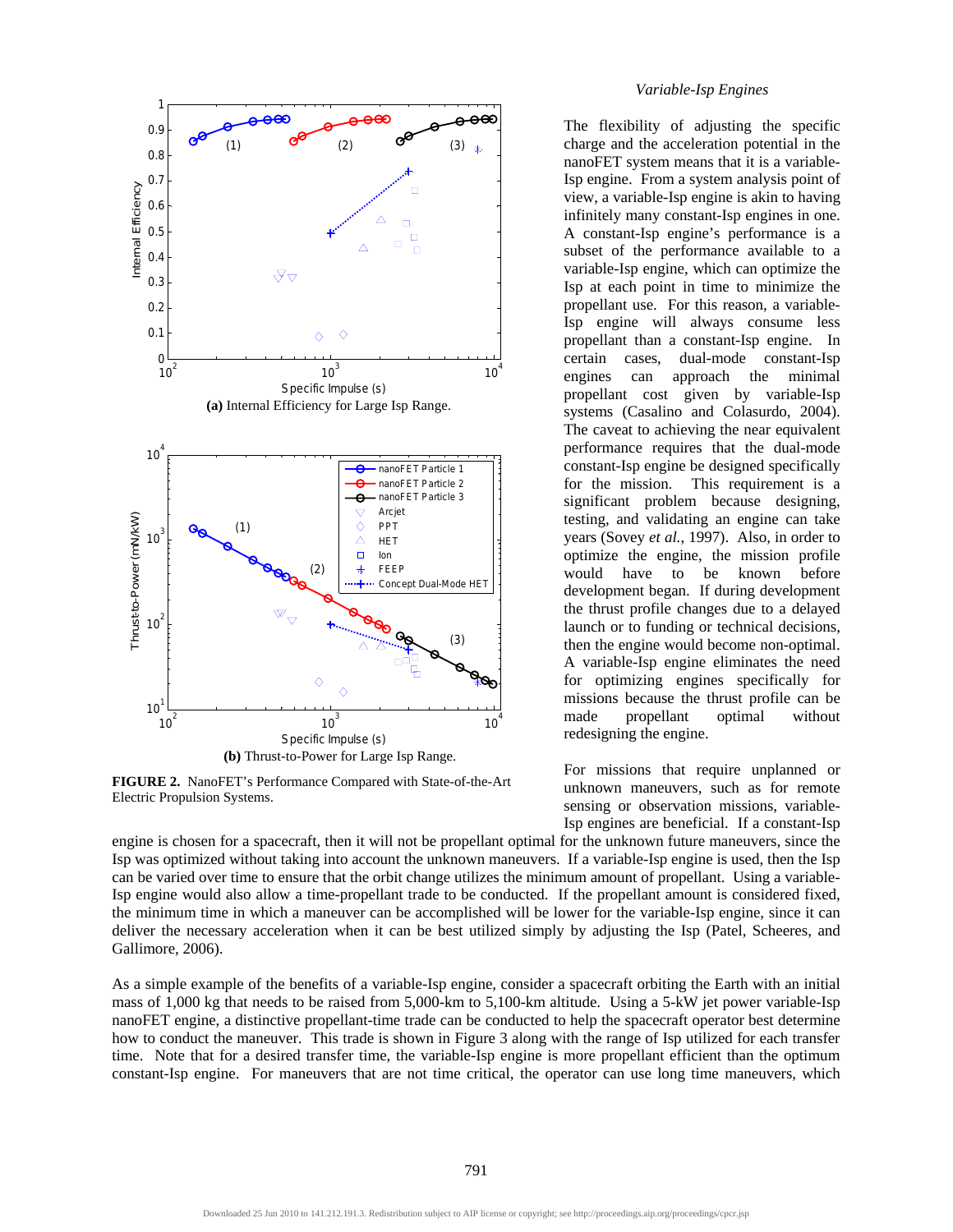**(a)** Internal Efficiency for Large Isp Range.

**(b)** Thrust-to-Power for Large Isp Range.

**FIGURE 2.** NanoFET's Performance Compared with State-of-the-Art Electric Propulsion Systems.

### *Variable-Isp Engines*

The flexibility of adjusting the specific charge and the acceleration potential in the nanoFET system means that it is a variable-Isp engine. From a system analysis point of view, a variable-Isp engine is akin to having infinitely many constant-Isp engines in one. A constant-Isp engine's performance is a subset of the performance available to a variable-Isp engine, which can optimize the Isp at each point in time to minimize the propellant use. For this reason, a variable-Isp engine will always consume less propellant than a constant-Isp engine. In certain cases, dual-mode constant-Isp engines can approach the minimal propellant cost given by variable-Isp systems (Casalino and Colasurdo, 2004). The caveat to achieving the near equivalent performance requires that the dual-mode constant-Isp engine be designed specifically for the mission. This requirement is a significant problem because designing, testing, and validating an engine can take years (Sovey *et al.*, 1997). Also, in order to optimize the engine, the mission profile would have to be known before development began. If during development the thrust profile changes due to a delayed launch or to funding or technical decisions, then the engine would become non-optimal. A variable-Isp engine eliminates the need for optimizing engines specifically for missions because the thrust profile can be made propellant optimal without redesigning the engine.

For missions that require unplanned or unknown maneuvers, such as for remote sensing or observation missions, variable-Isp engines are beneficial. If a constant-Isp engine is chosen for a spacecraft, then it will not be propellant optimal for the unknown future maneuvers, since the Isp was optimized without taking into account the unknown maneuvers. If a variable-Isp engine is used, then the Isp can be varied over time to ensure that the orbit change utilizes the minimum amount of propellant. Using a variable-Isp engine would also allow a time-propellant trade to be conducted. If the propellant amount is considered fixed, the minimum time in which a maneuver can be accomplished will be lower for the variable-Isp engine, since it can deliver the necessary acceleration when it can be best utilized simply by adjusting the Isp (Patel, Scheeres, and Gallimore, 2006).

As a simple example of the benefits of a variable-Isp engine, consider a spacecraft orbiting the Earth with an initial mass of 1,000 kg that needs to be raised from 5,000-km to 5,100-km altitude. Using a 5-kW jet power variable-Isp nanoFET engine, a distinctive propellant-time trade can be conducted to help the spacecraft operator best determine how to conduct the maneuver. This trade is shown in Figure 3 along with the range of Isp utilized for each transfer time. Note that for a desired transfer time, the variable-Isp engine is more propellant efficient than the optimum constant-Isp engine. For maneuvers that are not time critical, the operator can use long time maneuvers, which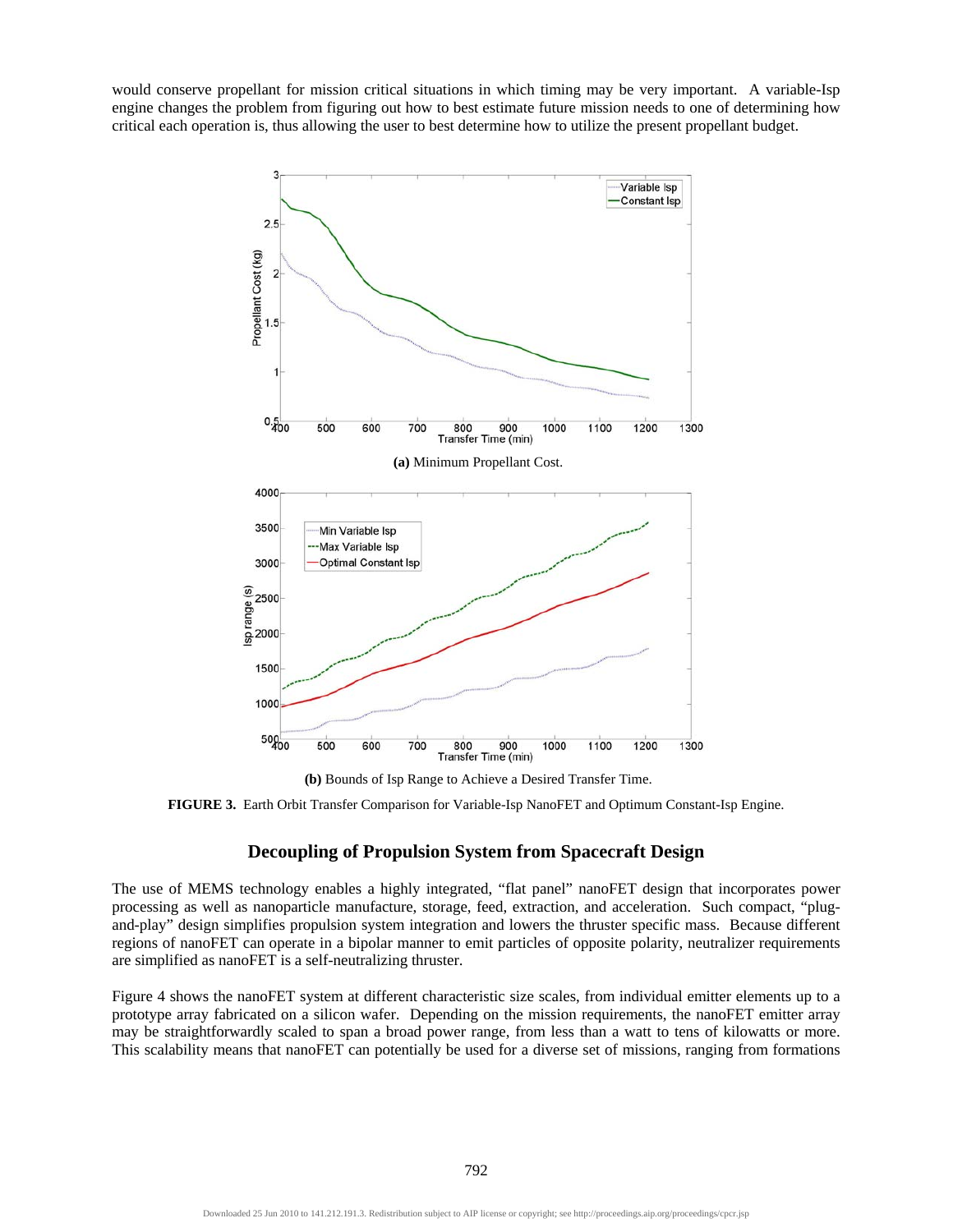would conserve propellant for mission critical situations in which timing may be very important. A variable-Isp engine changes the problem from figuring out how to best estimate future mission needs to one of determining how critical each operation is, thus allowing the user to best determine how to utilize the present propellant budget.

**(a)** Minimum Propellant Cost.

**(b)** Bounds of Isp Range to Achieve a Desired Transfer Time.

**FIGURE 3.** Earth Orbit Transfer Comparison for Variable-Isp NanoFET and Optimum Constant-Isp Engine.

## Decoupling of Propulsion System from Spacecraft Design

The use of MEMS technology enables a highly integrated, "flat panel" nanoFET design that incorporates power processing as well as nanoparticle manufacture, storage, feed, extraction, and acceleration. Such compact, "plug-and-play" design simplifies propulsion system integration and lowers the thruster specific mass. Because different regions of nanoFET can operate in a bipolar manner to emit particles of opposite polarity, neutralizer requirements are simplified as nanoFET is a self-neutralizing thruster.

Figure 4 shows the nanoFET system at different characteristic size scales, from individual emitter elements up to a prototype array fabricated on a silicon wafer. Depending on the mission requirements, the nanoFET emitter array may be straightforwardly scaled to span a broad power range, from less than a watt to tens of kilowatts or more. This scalability means that nanoFET can potentially be used for a diverse set of missions, ranging from formations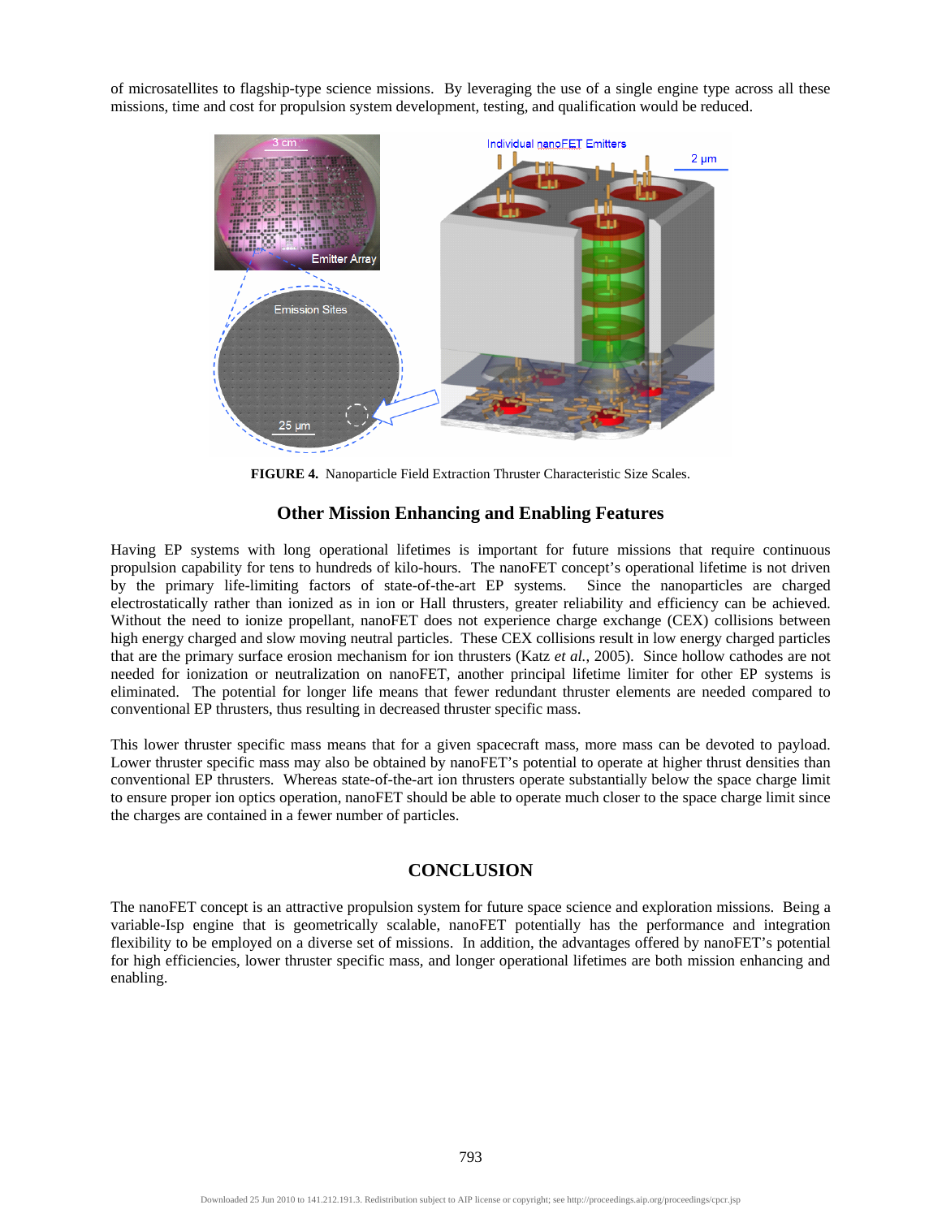of microsatellites to flagship-type science missions. By leveraging the use of a single engine type across all these missions, time and cost for propulsion system development, testing, and qualification would be reduced.

**FIGURE 4.** Nanoparticle Field Extraction Thruster Characteristic Size Scales.

## Other Mission Enhancing and Enabling Features

Having EP systems with long operational lifetimes is important for future missions that require continuous propulsion capability for tens to hundreds of kilo-hours. The nanoFET concept's operational lifetime is not driven by the primary life-limiting factors of state-of-the-art EP systems. Since the nanoparticles are charged electrostatically rather than ionized as in ion or Hall thrusters, greater reliability and efficiency can be achieved. Without the need to ionize propellant, nanoFET does not experience charge exchange (CEX) collisions between high energy charged and slow moving neutral particles. These CEX collisions result in low energy charged particles that are the primary surface erosion mechanism for ion thrusters (Katz *et al.*, 2005). Since hollow cathodes are not needed for ionization or neutralization on nanoFET, another principal lifetime limiter for other EP systems is eliminated. The potential for longer life means that fewer redundant thruster elements are needed compared to conventional EP thrusters, thus resulting in decreased thruster specific mass.

This lower thruster specific mass means that for a given spacecraft mass, more mass can be devoted to payload. Lower thruster specific mass may also be obtained by nanoFET's potential to operate at higher thrust densities than conventional EP thrusters. Whereas state-of-the-art ion thrusters operate substantially below the space charge limit to ensure proper ion optics operation, nanoFET should be able to operate much closer to the space charge limit since the charges are contained in a fewer number of particles.

## CONCLUSION

The nanoFET concept is an attractive propulsion system for future space science and exploration missions. Being a variable-Isp engine that is geometrically scalable, nanoFET potentially has the performance and integration flexibility to be employed on a diverse set of missions. In addition, the advantages offered by nanoFET's potential for high efficiencies, lower thruster specific mass, and longer operational lifetimes are both mission enhancing and enabling.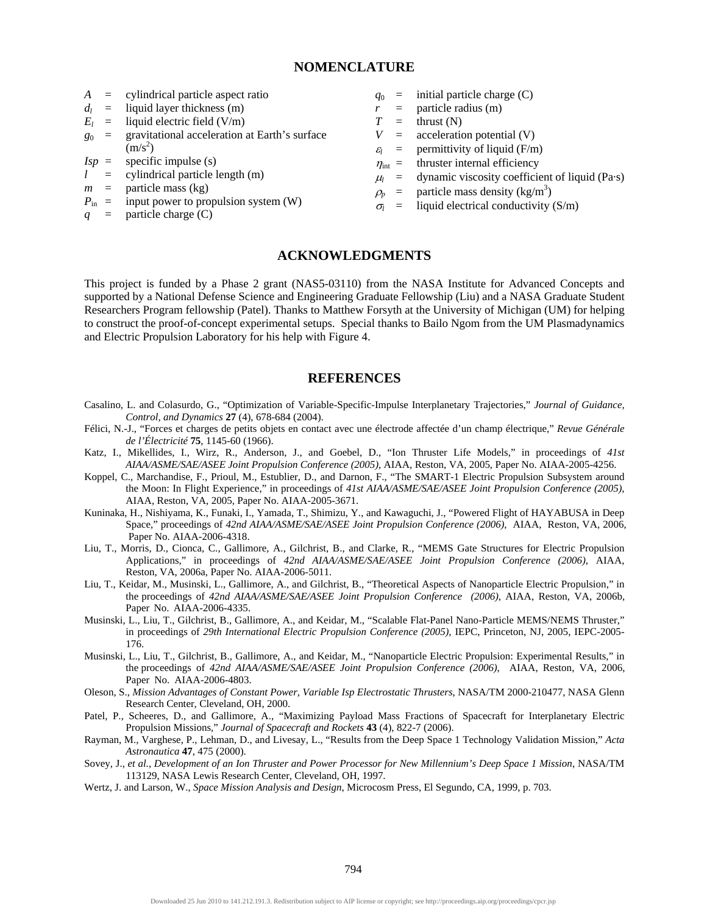## NOMENCLATURE

$A$ = cylindrical particle aspect ratio
$d_l$ = liquid layer thickness (m)
$E_l$ = liquid electric field (V/m)
$g_0$ = gravitational acceleration at Earth's surface (m/s$^2$)
$Isp$ = specific impulse (s)
$l$ = cylindrical particle length (m)
$m$ = particle mass (kg)
$P_{\text{in}}$ = input power to propulsion system (W)
$q$ = particle charge (C)
$q_0$ = initial particle charge (C)
$r$ = particle radius (m)
$T$ = thrust (N)
$V$ = acceleration potential (V)
$\varepsilon_l$ = permittivity of liquid (F/m)
$\eta_{\text{int}}$ = thruster internal efficiency
$\mu_l$ = dynamic viscosity coefficient of liquid (Pa·s)
$\rho_p$ = particle mass density (kg/m$^3$)
$\sigma_l$ = liquid electrical conductivity (S/m)

## ACKNOWLEDGMENTS

This project is funded by a Phase 2 grant (NAS5-03110) from the NASA Institute for Advanced Concepts and supported by a National Defense Science and Engineering Graduate Fellowship (Liu) and a NASA Graduate Student Researchers Program fellowship (Patel). Thanks to Matthew Forsyth at the University of Michigan (UM) for helping to construct the proof-of-concept experimental setups. Special thanks to Bailo Ngom from the UM Plasmadynamics and Electric Propulsion Laboratory for his help with Figure 4.

## REFERENCES

Casalino, L. and Colasurdo, G., "Optimization of Variable-Specific-Impulse Interplanetary Trajectories," *Journal of Guidance, Control, and Dynamics* **27** (4), 678-684 (2004).

Félici, N.-J., "Forces et charges de petits objets en contact avec une électrode affectée d'un champ électrique," *Revue Générale de l'Électricité* **75**, 1145-60 (1966).

Katz, I., Mikellides, I., Wirz, R., Anderson, J., and Goebel, D., "Ion Thruster Life Models," in proceedings of *41st AIAA/ASME/SAE/ASEE Joint Propulsion Conference (2005)*, AIAA, Reston, VA, 2005, Paper No. AIAA-2005-4256.

Koppel, C., Marchandise, F., Prioul, M., Estublier, D., and Darnon, F., "The SMART-1 Electric Propulsion Subsystem around the Moon: In Flight Experience," in proceedings of *41st AIAA/ASME/SAE/ASEE Joint Propulsion Conference (2005)*, AIAA, Reston, VA, 2005, Paper No. AIAA-2005-3671.

Kuninaka, H., Nishiyama, K., Funaki, I., Yamada, T., Shimizu, Y., and Kawaguchi, J., "Powered Flight of HAYABUSA in Deep Space," proceedings of *42nd AIAA/ASME/SAE/ASEE Joint Propulsion Conference (2006)*, AIAA, Reston, VA, 2006, Paper No. AIAA-2006-4318.

Liu, T., Morris, D., Cionca, C., Gallimore, A., Gilchrist, B., and Clarke, R., "MEMS Gate Structures for Electric Propulsion Applications," in proceedings of *42nd AIAA/ASME/SAE/ASEE Joint Propulsion Conference (2006)*, AIAA, Reston, VA, 2006a, Paper No. AIAA-2006-5011.

Liu, T., Keidar, M., Musinski, L., Gallimore, A., and Gilchrist, B., "Theoretical Aspects of Nanoparticle Electric Propulsion," in the proceedings of *42nd AIAA/ASME/SAE/ASEE Joint Propulsion Conference (2006)*, AIAA, Reston, VA, 2006b, Paper No. AIAA-2006-4335.

Musinski, L., Liu, T., Gilchrist, B., Gallimore, A., and Keidar, M., "Scalable Flat-Panel Nano-Particle MEMS/NEMS Thruster," in proceedings of *29th International Electric Propulsion Conference (2005)*, IEPC, Princeton, NJ, 2005, IEPC-2005-176.

Musinski, L., Liu, T., Gilchrist, B., Gallimore, A., and Keidar, M., "Nanoparticle Electric Propulsion: Experimental Results," in the proceedings of *42nd AIAA/ASME/SAE/ASEE Joint Propulsion Conference (2006)*, AIAA, Reston, VA, 2006, Paper No. AIAA-2006-4803.

Oleson, S., *Mission Advantages of Constant Power, Variable Isp Electrostatic Thrusters*, NASA/TM 2000-210477, NASA Glenn Research Center, Cleveland, OH, 2000.

Patel, P., Scheeres, D., and Gallimore, A., "Maximizing Payload Mass Fractions of Spacecraft for Interplanetary Electric Propulsion Missions," *Journal of Spacecraft and Rockets* **43** (4), 822-7 (2006).

Rayman, M., Varghese, P., Lehman, D., and Livesay, L., "Results from the Deep Space 1 Technology Validation Mission," *Acta Astronautica* **47**, 475 (2000).

Sovey, J., *et al.*, *Development of an Ion Thruster and Power Processor for New Millennium's Deep Space 1 Mission*, NASA/TM 113129, NASA Lewis Research Center, Cleveland, OH, 1997.

Wertz, J. and Larson, W., *Space Mission Analysis and Design*, Microcosm Press, El Segundo, CA, 1999, p. 703.